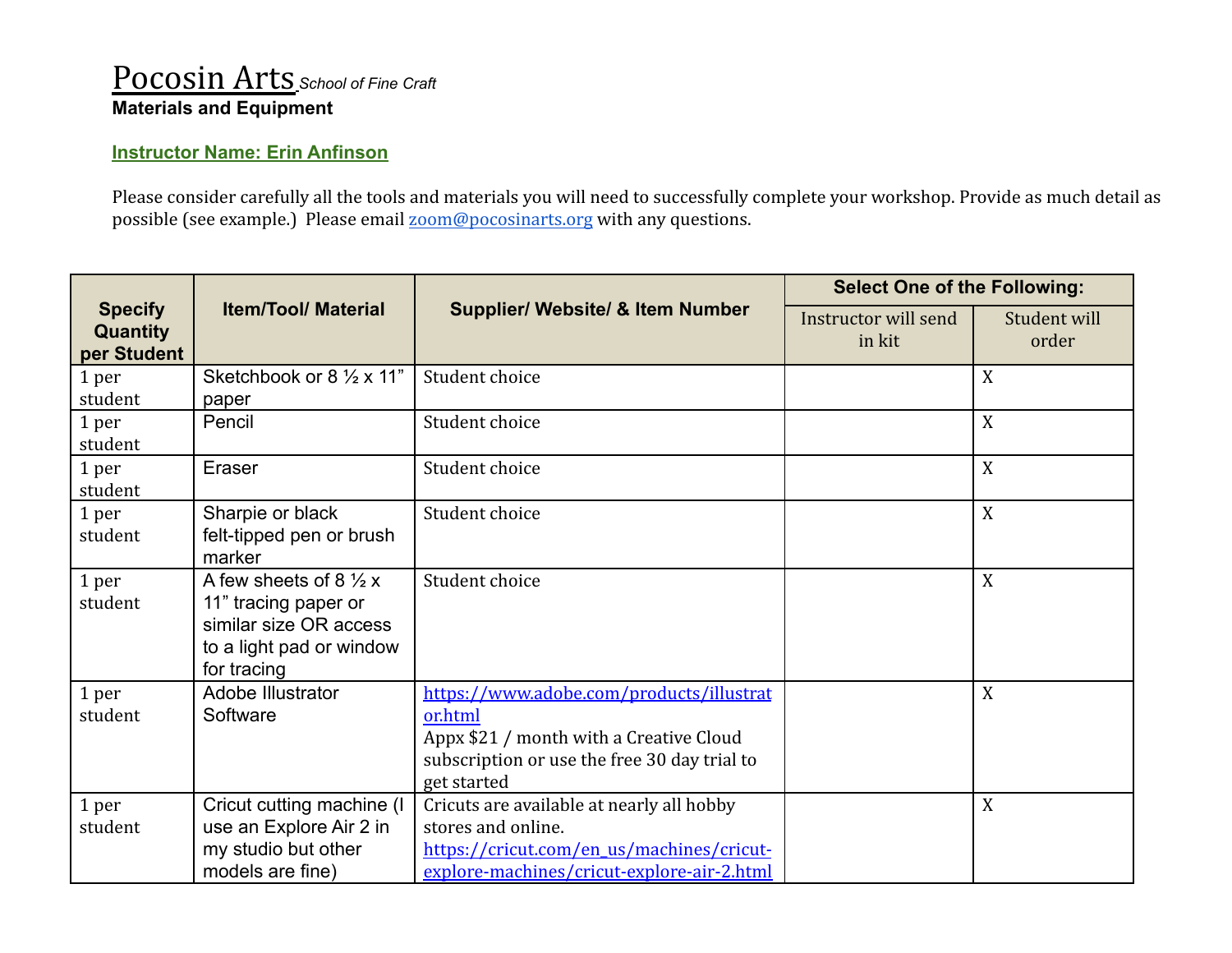# Pocosin Arts *School of Fine Craft*

**Materials and Equipment**

**Instructor Name: Erin Anfinson**

Please consider carefully all the tools and materials you will need to successfully complete your workshop. Provide as much detail as possible (see example.) Please email zoom@pocosinarts.org with any questions.

| Specify Quantity per Student | Item/Tool/ Material | Supplier/ Website/ & Item Number | Select One of the Following: | |
|---|---|---|---|---|
| | | | Instructor will send in kit | Student will order |
| 1 per student | Sketchbook or 8 ½ x 11" paper | Student choice | | X |
| 1 per student | Pencil | Student choice | | X |
| 1 per student | Eraser | Student choice | | X |
| 1 per student | Sharpie or black felt-tipped pen or brush marker | Student choice | | X |
| 1 per student | A few sheets of 8 ½ x 11" tracing paper or similar size OR access to a light pad or window for tracing | Student choice | | X |
| 1 per student | Adobe Illustrator Software | https://www.adobe.com/products/illustrator.html Appx $21 / month with a Creative Cloud subscription or use the free 30 day trial to get started | | X |
| 1 per student | Cricut cutting machine (I use an Explore Air 2 in my studio but other models are fine) | Cricuts are available at nearly all hobby stores and online. https://cricut.com/en_us/machines/cricut-explore-machines/cricut-explore-air-2.html | | X |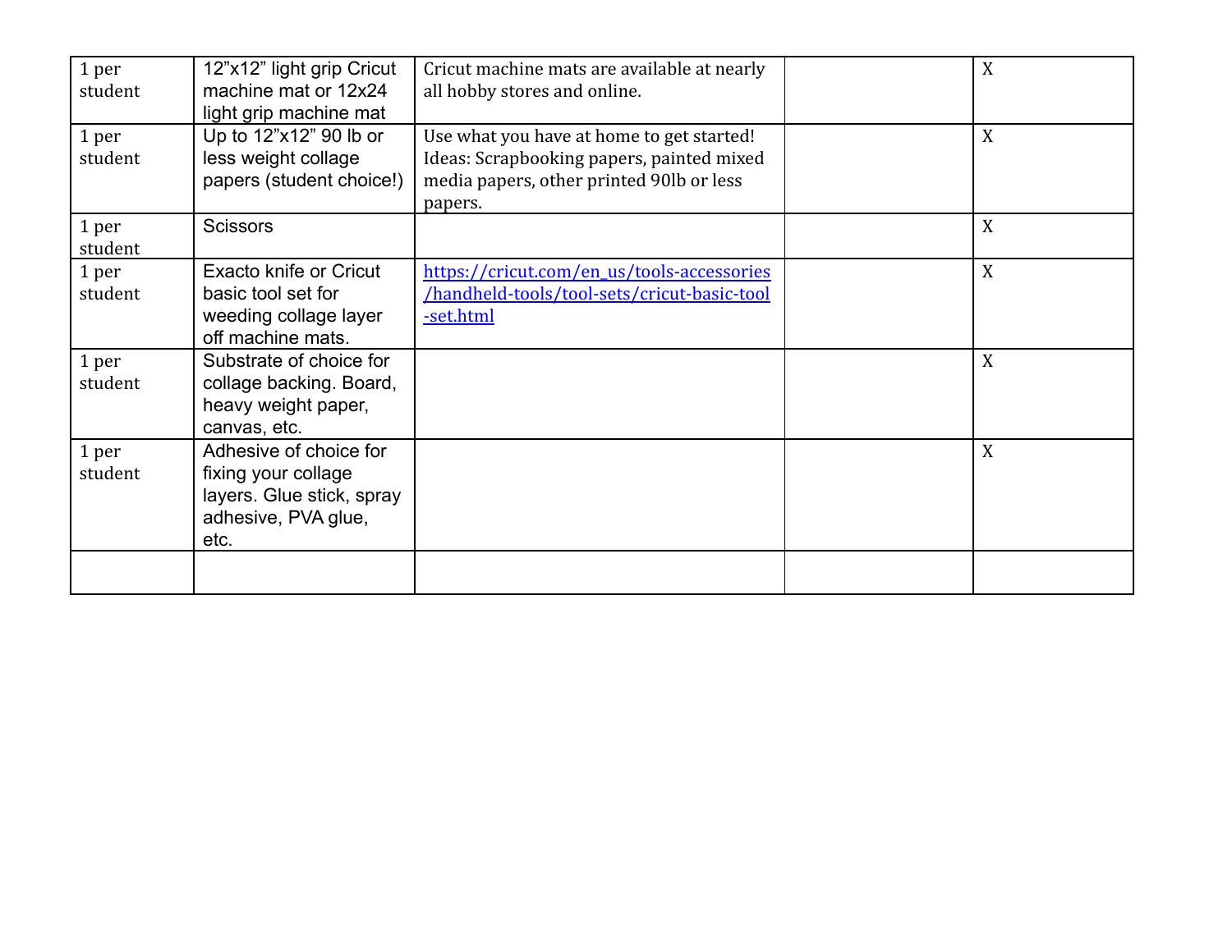| | | | | |
|---|---|---|---|---|
| 1 per student | 12”x12” light grip Cricut machine mat or 12x24 light grip machine mat | Cricut machine mats are available at nearly all hobby stores and online. | | X |
| 1 per student | Up to 12”x12” 90 lb or less weight collage papers (student choice!) | Use what you have at home to get started! Ideas: Scrapbooking papers, painted mixed media papers, other printed 90lb or less papers. | | X |
| 1 per student | Scissors | | | X |
| 1 per student | Exacto knife or Cricut basic tool set for weeding collage layer off machine mats. | https://cricut.com/en_us/tools-accessories/handheld-tools/tool-sets/cricut-basic-tool-set.html | | X |
| 1 per student | Substrate of choice for collage backing. Board, heavy weight paper, canvas, etc. | | | X |
| 1 per student | Adhesive of choice for fixing your collage layers. Glue stick, spray adhesive, PVA glue, etc. | | | X |
| | | | | |